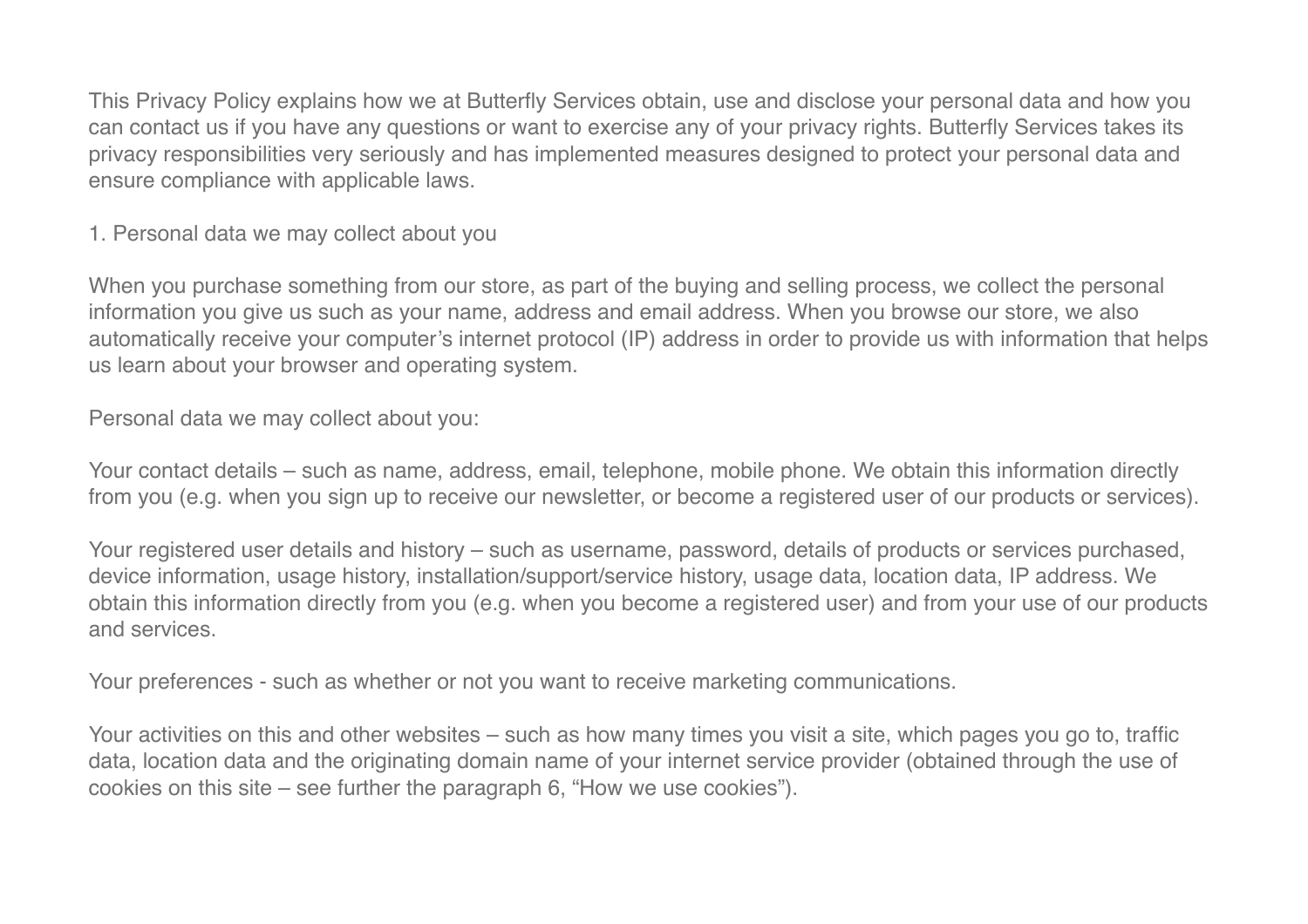This Privacy Policy explains how we at Butterfly Services obtain, use and disclose your personal data and how you can contact us if you have any questions or want to exercise any of your privacy rights. Butterfly Services takes its privacy responsibilities very seriously and has implemented measures designed to protect your personal data and ensure compliance with applicable laws.

## 1. Personal data we may collect about you

When you purchase something from our store, as part of the buying and selling process, we collect the personal information you give us such as your name, address and email address. When you browse our store, we also automatically receive your computer's internet protocol (IP) address in order to provide us with information that helps us learn about your browser and operating system.

Personal data we may collect about you:

Your contact details – such as name, address, email, telephone, mobile phone. We obtain this information directly from you (e.g. when you sign up to receive our newsletter, or become a registered user of our products or services).

Your registered user details and history – such as username, password, details of products or services purchased, device information, usage history, installation/support/service history, usage data, location data, IP address. We obtain this information directly from you (e.g. when you become a registered user) and from your use of our products and services.

Your preferences - such as whether or not you want to receive marketing communications.

Your activities on this and other websites – such as how many times you visit a site, which pages you go to, traffic data, location data and the originating domain name of your internet service provider (obtained through the use of cookies on this site – see further the paragraph 6, "How we use cookies").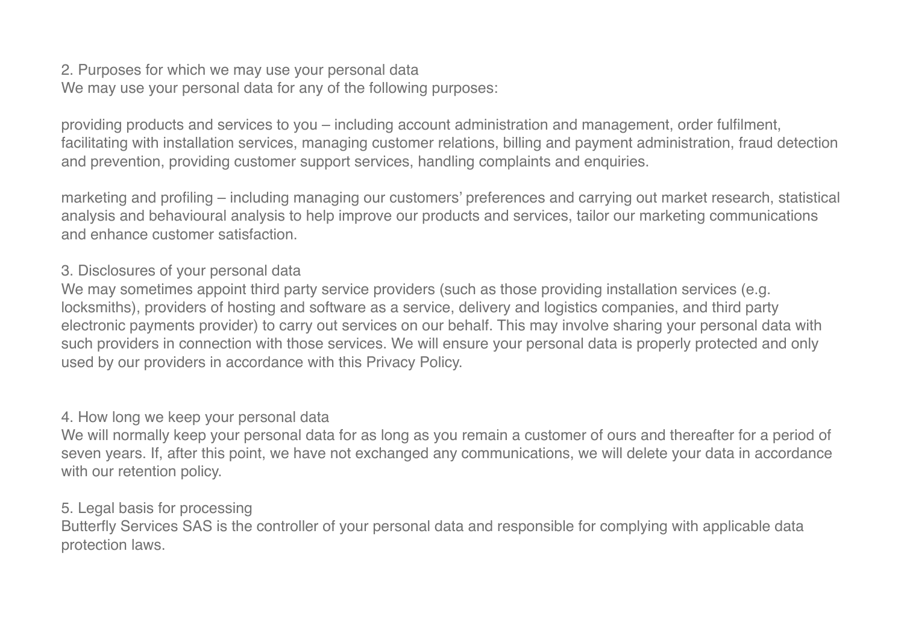## 2. Purposes for which we may use your personal data

We may use your personal data for any of the following purposes:

providing products and services to you – including account administration and management, order fulfilment, facilitating with installation services, managing customer relations, billing and payment administration, fraud detection and prevention, providing customer support services, handling complaints and enquiries.

marketing and profiling – including managing our customers' preferences and carrying out market research, statistical analysis and behavioural analysis to help improve our products and services, tailor our marketing communications and enhance customer satisfaction.

## 3. Disclosures of your personal data

We may sometimes appoint third party service providers (such as those providing installation services (e.g. locksmiths), providers of hosting and software as a service, delivery and logistics companies, and third party electronic payments provider) to carry out services on our behalf. This may involve sharing your personal data with such providers in connection with those services. We will ensure your personal data is properly protected and only used by our providers in accordance with this Privacy Policy.

## 4. How long we keep your personal data

We will normally keep your personal data for as long as you remain a customer of ours and thereafter for a period of seven years. If, after this point, we have not exchanged any communications, we will delete your data in accordance with our retention policy.

## 5. Legal basis for processing

Butterfly Services SAS is the controller of your personal data and responsible for complying with applicable data protection laws.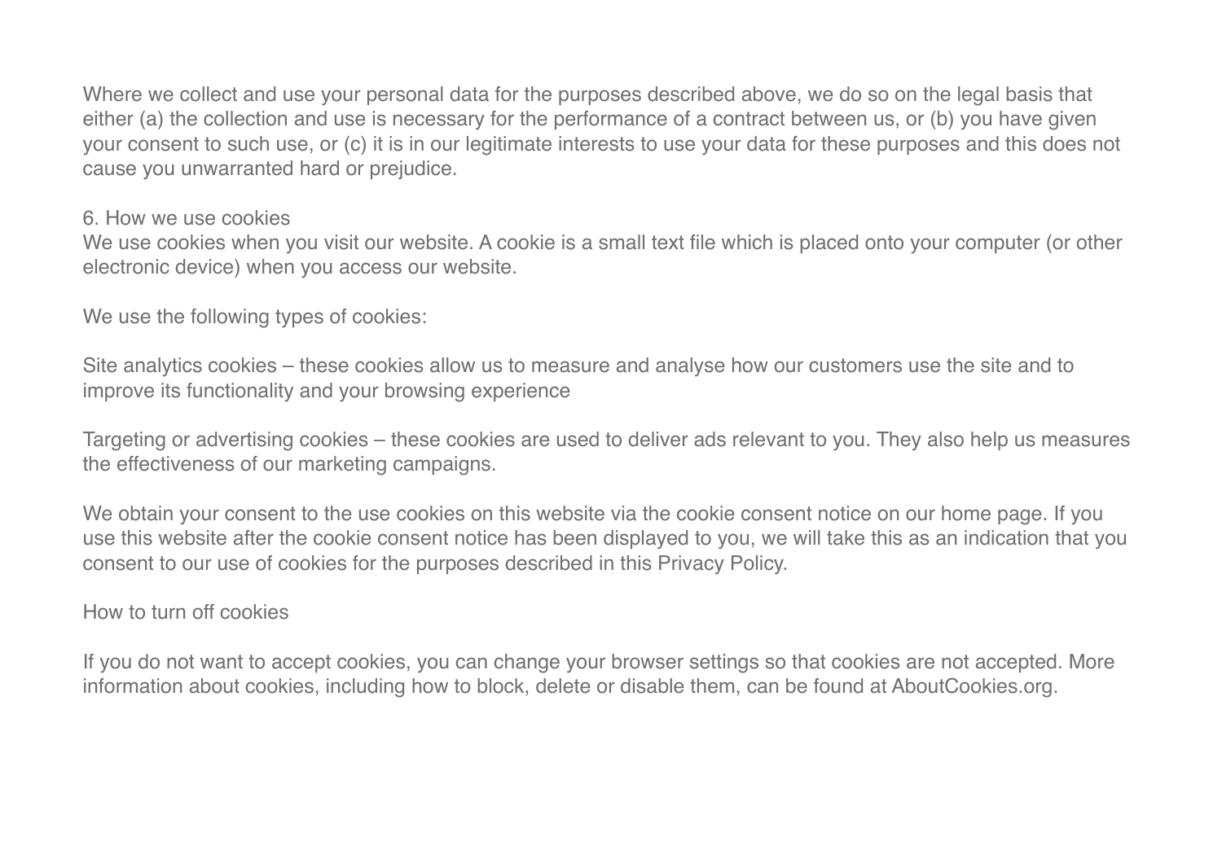Where we collect and use your personal data for the purposes described above, we do so on the legal basis that either (a) the collection and use is necessary for the performance of a contract between us, or (b) you have given your consent to such use, or (c) it is in our legitimate interests to use your data for these purposes and this does not cause you unwarranted hard or prejudice.

## 6. How we use cookies

We use cookies when you visit our website. A cookie is a small text file which is placed onto your computer (or other electronic device) when you access our website.

We use the following types of cookies:

Site analytics cookies – these cookies allow us to measure and analyse how our customers use the site and to improve its functionality and your browsing experience

Targeting or advertising cookies – these cookies are used to deliver ads relevant to you. They also help us measures the effectiveness of our marketing campaigns.

We obtain your consent to the use cookies on this website via the cookie consent notice on our home page. If you use this website after the cookie consent notice has been displayed to you, we will take this as an indication that you consent to our use of cookies for the purposes described in this Privacy Policy.

### How to turn off cookies

If you do not want to accept cookies, you can change your browser settings so that cookies are not accepted. More information about cookies, including how to block, delete or disable them, can be found at AboutCookies.org.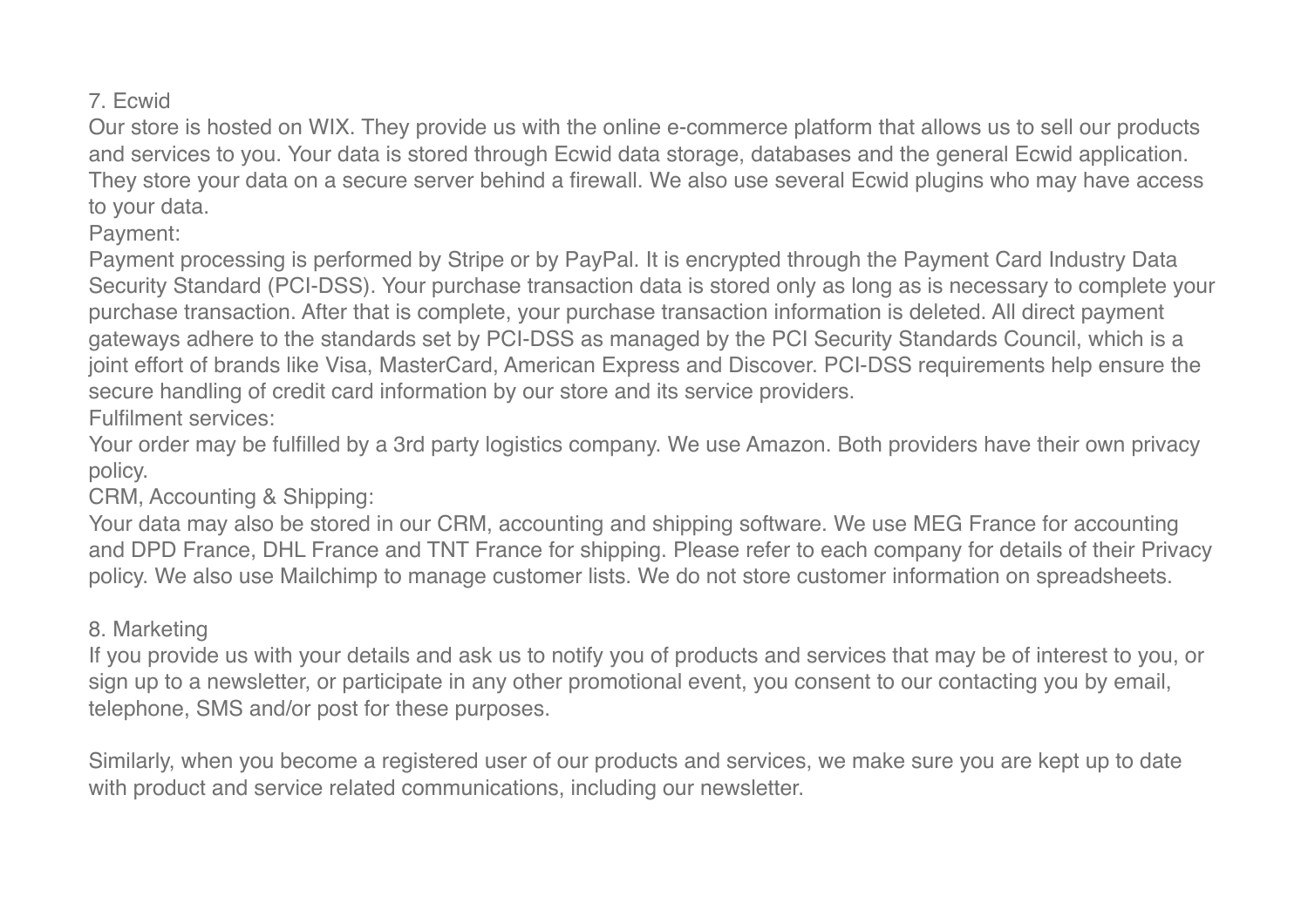## 7. Ecwid

Our store is hosted on WIX. They provide us with the online e-commerce platform that allows us to sell our products and services to you. Your data is stored through Ecwid data storage, databases and the general Ecwid application. They store your data on a secure server behind a firewall. We also use several Ecwid plugins who may have access to your data.

Payment:

Payment processing is performed by Stripe or by PayPal. It is encrypted through the Payment Card Industry Data Security Standard (PCI-DSS). Your purchase transaction data is stored only as long as is necessary to complete your purchase transaction. After that is complete, your purchase transaction information is deleted. All direct payment gateways adhere to the standards set by PCI-DSS as managed by the PCI Security Standards Council, which is a joint effort of brands like Visa, MasterCard, American Express and Discover. PCI-DSS requirements help ensure the secure handling of credit card information by our store and its service providers.

Fulfilment services:

Your order may be fulfilled by a 3rd party logistics company. We use Amazon. Both providers have their own privacy policy.

CRM, Accounting & Shipping:

Your data may also be stored in our CRM, accounting and shipping software. We use MEG France for accounting and DPD France, DHL France and TNT France for shipping. Please refer to each company for details of their Privacy policy. We also use Mailchimp to manage customer lists. We do not store customer information on spreadsheets.

## 8. Marketing

If you provide us with your details and ask us to notify you of products and services that may be of interest to you, or sign up to a newsletter, or participate in any other promotional event, you consent to our contacting you by email, telephone, SMS and/or post for these purposes.

Similarly, when you become a registered user of our products and services, we make sure you are kept up to date with product and service related communications, including our newsletter.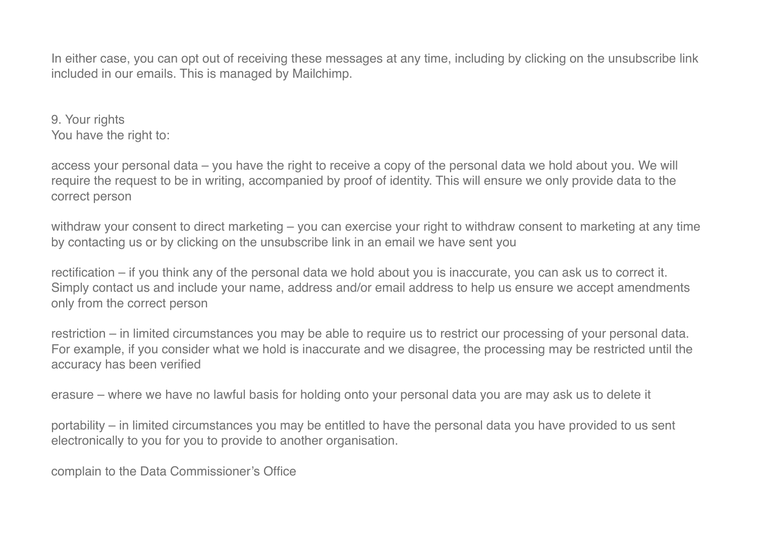In either case, you can opt out of receiving these messages at any time, including by clicking on the unsubscribe link included in our emails. This is managed by Mailchimp.

## 9. Your rights

You have the right to:

access your personal data – you have the right to receive a copy of the personal data we hold about you. We will require the request to be in writing, accompanied by proof of identity. This will ensure we only provide data to the correct person

withdraw your consent to direct marketing – you can exercise your right to withdraw consent to marketing at any time by contacting us or by clicking on the unsubscribe link in an email we have sent you

rectification – if you think any of the personal data we hold about you is inaccurate, you can ask us to correct it. Simply contact us and include your name, address and/or email address to help us ensure we accept amendments only from the correct person

restriction – in limited circumstances you may be able to require us to restrict our processing of your personal data. For example, if you consider what we hold is inaccurate and we disagree, the processing may be restricted until the accuracy has been verified

erasure – where we have no lawful basis for holding onto your personal data you are may ask us to delete it

portability – in limited circumstances you may be entitled to have the personal data you have provided to us sent electronically to you for you to provide to another organisation.

complain to the Data Commissioner's Office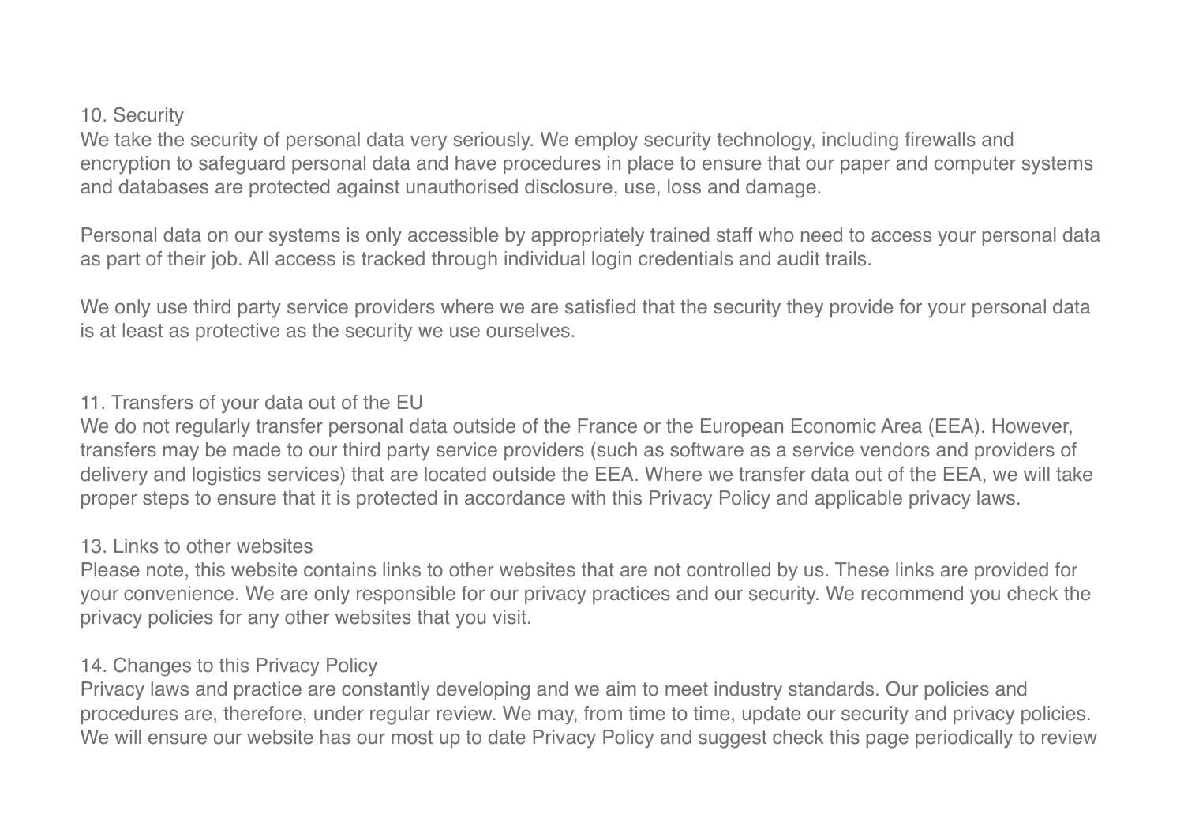## 10. Security

We take the security of personal data very seriously. We employ security technology, including firewalls and encryption to safeguard personal data and have procedures in place to ensure that our paper and computer systems and databases are protected against unauthorised disclosure, use, loss and damage.

Personal data on our systems is only accessible by appropriately trained staff who need to access your personal data as part of their job. All access is tracked through individual login credentials and audit trails.

We only use third party service providers where we are satisfied that the security they provide for your personal data is at least as protective as the security we use ourselves.

## 11. Transfers of your data out of the EU

We do not regularly transfer personal data outside of the France or the European Economic Area (EEA). However, transfers may be made to our third party service providers (such as software as a service vendors and providers of delivery and logistics services) that are located outside the EEA. Where we transfer data out of the EEA, we will take proper steps to ensure that it is protected in accordance with this Privacy Policy and applicable privacy laws.

## 13. Links to other websites

Please note, this website contains links to other websites that are not controlled by us. These links are provided for your convenience. We are only responsible for our privacy practices and our security. We recommend you check the privacy policies for any other websites that you visit.

## 14. Changes to this Privacy Policy

Privacy laws and practice are constantly developing and we aim to meet industry standards. Our policies and procedures are, therefore, under regular review. We may, from time to time, update our security and privacy policies. We will ensure our website has our most up to date Privacy Policy and suggest check this page periodically to review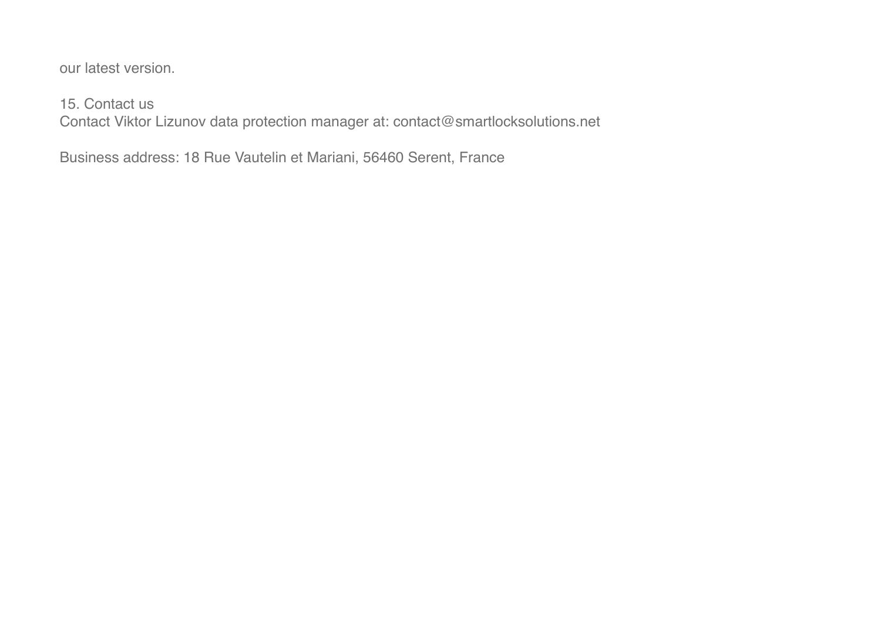our latest version.

15. Contact us
Contact Viktor Lizunov data protection manager at: contact@smartlocksolutions.net

Business address: 18 Rue Vautelin et Mariani, 56460 Serent, France